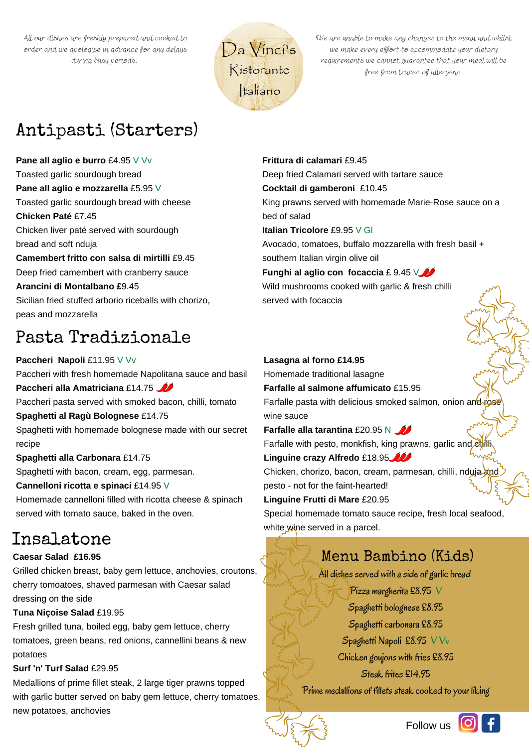All our dishes are freshly prepared and cooked to order and we apologise in advance for any delays during busy periods.

# Da Vinci's Ristorante Italiano

We are unable to make any changes to the menu and whilst we make every effort to accommodate your dietary requirements we cannot guarantee that your meal will be free from traces of allergens.

## Antipasti (Starters)

**Pane all aglio e burro** £4.95 V Vv
Toasted garlic sourdough bread

**Pane all aglio e mozzarella** £5.95 V
Toasted garlic sourdough bread with cheese

**Chicken Paté** £7.45
Chicken liver paté served with sourdough bread and soft nduja

**Camembert fritto con salsa di mirtilli** £9.45
Deep fried camembert with cranberry sauce

**Arancini di Montalbano £**9.45
Sicilian fried stuffed arborio riceballs with chorizo, peas and mozzarella

**Frittura di calamari** £9.45
Deep fried Calamari served with tartare sauce

**Cocktail di gamberoni** £10.45
King prawns served with homemade Marie-Rose sauce on a bed of salad

**Italian Tricolore** £9.95 V GI
Avocado, tomatoes, buffalo mozzarella with fresh basil + southern Italian virgin olive oil

**Funghi al aglio con focaccia** £ 9.45 V
Wild mushrooms cooked with garlic & fresh chilli served with focaccia

## Pasta Tradizionale

**Paccheri Napoli** £11.95 V Vv
Paccheri with fresh homemade Napolitana sauce and basil

**Paccheri alla Amatriciana** £14.75
Paccheri pasta served with smoked bacon, chilli, tomato

**Spaghetti al Ragù Bolognese** £14.75
Spaghetti with homemade bolognese made with our secret recipe

**Spaghetti alla Carbonara** £14.75
Spaghetti with bacon, cream, egg, parmesan.

**Cannelloni ricotta e spinaci** £14.95 V
Homemade cannelloni filled with ricotta cheese & spinach served with tomato sauce, baked in the oven.

**Lasagna al forno £14.95**
Homemade traditional lasagne

**Farfalle al salmone affumicato** £15.95
Farfalle pasta with delicious smoked salmon, onion and rose wine sauce

**Farfalle alla tarantina** £20.95 N
Farfalle with pesto, monkfish, king prawns, garlic and chilli

**Linguine crazy Alfredo** £18.95
Chicken, chorizo, bacon, cream, parmesan, chilli, nduja and pesto - not for the faint-hearted!

**Linguine Frutti di Mare** £20.95
Special homemade tomato sauce recipe, fresh local seafood, white wine served in a parcel.

## Insalatone

**Caesar Salad £16.95**
Grilled chicken breast, baby gem lettuce, anchovies, croutons, cherry tomoatoes, shaved parmesan with Caesar salad dressing on the side

**Tuna Niçoise Salad** £19.95
Fresh grilled tuna, boiled egg, baby gem lettuce, cherry tomatoes, green beans, red onions, cannellini beans & new potatoes

**Surf 'n' Turf Salad** £29.95
Medallions of prime fillet steak, 2 large tiger prawns topped with garlic butter served on baby gem lettuce, cherry tomatoes, new potatoes, anchovies

## Menu Bambino (Kids)

All dishes served with a side of garlic bread

Pizza margherita £8.95 V
Spaghetti bolognese £8.95
Spaghetti carbonara £8.95
Spaghetti Napoli £8.95 V Vv
Chicken goujons with fries £8.95
Steak frites £14.95
Prime medallions of fillets steak cooked to your liking

Follow us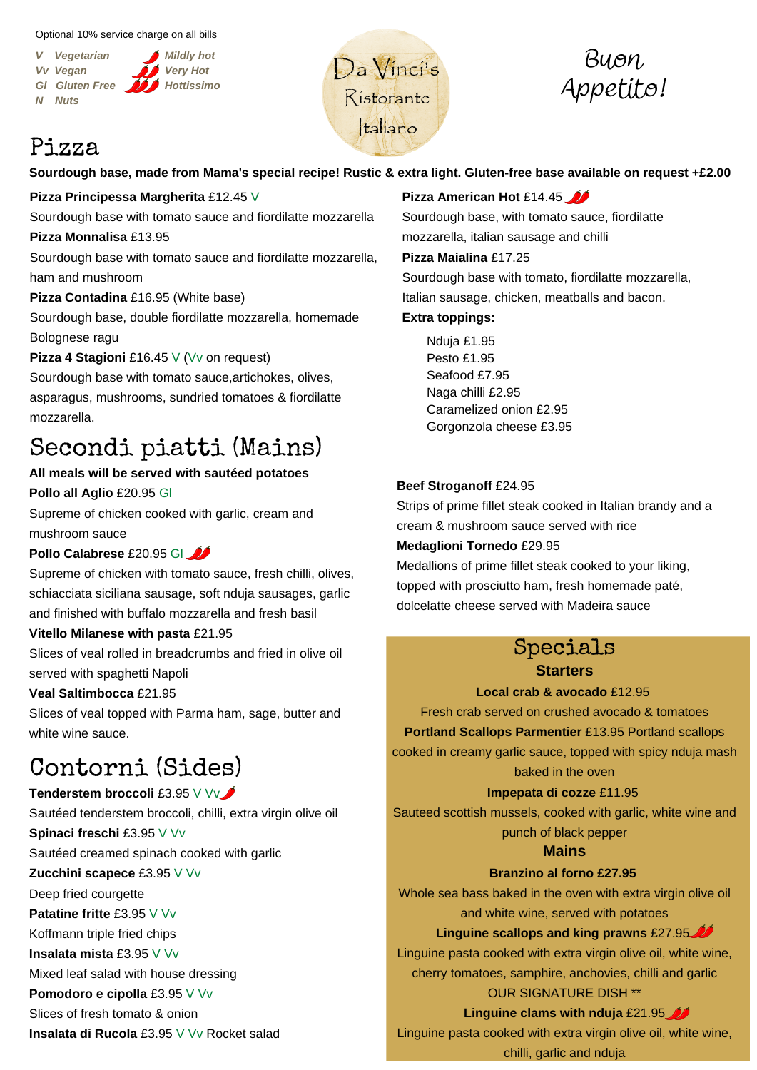Optional 10% service charge on all bills

*V Vegetarian*
*Vv Vegan*
*Gl Gluten Free*
*N Nuts*
*🌶 Mildly hot*
*🌶🌶 Very Hot*
*🌶🌶🌶 Hottissimo*

Da Vinci's Ristorante Italiano

Buon Appetito!

# Pizza

**Sourdough base, made from Mama's special recipe! Rustic & extra light. Gluten-free base available on request +£2.00**

**Pizza Principessa Margherita** £12.45 V
Sourdough base with tomato sauce and fiordilatte mozzarella

**Pizza Monnalisa** £13.95
Sourdough base with tomato sauce and fiordilatte mozzarella, ham and mushroom

**Pizza Contadina** £16.95 (White base)
Sourdough base, double fiordilatte mozzarella, homemade Bolognese ragu

**Pizza 4 Stagioni** £16.45 V (Vv on request)
Sourdough base with tomato sauce,artichokes, olives, asparagus, mushrooms, sundried tomatoes & fiordilatte mozzarella.

**Pizza American Hot** £14.45 🌶🌶
Sourdough base, with tomato sauce, fiordilatte mozzarella, italian sausage and chilli

**Pizza Maialina** £17.25
Sourdough base with tomato, fiordilatte mozzarella, Italian sausage, chicken, meatballs and bacon.

**Extra toppings:**

- Nduja £1.95
- Pesto £1.95
- Seafood £7.95
- Naga chilli £2.95
- Caramelized onion £2.95
- Gorgonzola cheese £3.95

# Secondi piatti (Mains)

**All meals will be served with sautéed potatoes**

**Pollo all Aglio** £20.95 Gl
Supreme of chicken cooked with garlic, cream and mushroom sauce

**Pollo Calabrese** £20.95 Gl 🌶🌶
Supreme of chicken with tomato sauce, fresh chilli, olives, schiacciata siciliana sausage, soft nduja sausages, garlic and finished with buffalo mozzarella and fresh basil

**Vitello Milanese with pasta** £21.95
Slices of veal rolled in breadcrumbs and fried in olive oil served with spaghetti Napoli

**Veal Saltimbocca** £21.95
Slices of veal topped with Parma ham, sage, butter and white wine sauce.

**Beef Stroganoff** £24.95
Strips of prime fillet steak cooked in Italian brandy and a cream & mushroom sauce served with rice

**Medaglioni Tornedo** £29.95
Medallions of prime fillet steak cooked to your liking, topped with prosciutto ham, fresh homemade paté, dolcelatte cheese served with Madeira sauce

# Contorni (Sides)

**Tenderstem broccoli** £3.95 V Vv 🌶
Sautéed tenderstem broccoli, chilli, extra virgin olive oil

**Spinaci freschi** £3.95 V Vv
Sautéed creamed spinach cooked with garlic

**Zucchini scapece** £3.95 V Vv
Deep fried courgette

**Patatine fritte** £3.95 V Vv
Koffmann triple fried chips

**Insalata mista** £3.95 V Vv
Mixed leaf salad with house dressing

**Pomodoro e cipolla** £3.95 V Vv
Slices of fresh tomato & onion

**Insalata di Rucola** £3.95 V Vv Rocket salad

# Specials

## Starters

**Local crab & avocado** £12.95
Fresh crab served on crushed avocado & tomatoes

**Portland Scallops Parmentier** £13.95 Portland scallops cooked in creamy garlic sauce, topped with spicy nduja mash baked in the oven

**Impepata di cozze** £11.95
Sauteed scottish mussels, cooked with garlic, white wine and punch of black pepper

## Mains

**Branzino al forno £27.95**
Whole sea bass baked in the oven with extra virgin olive oil and white wine, served with potatoes

**Linguine scallops and king prawns** £27.95 🌶🌶
Linguine pasta cooked with extra virgin olive oil, white wine, cherry tomatoes, samphire, anchovies, chilli and garlic
OUR SIGNATURE DISH **

**Linguine clams with nduja** £21.95 🌶🌶
Linguine pasta cooked with extra virgin olive oil, white wine, chilli, garlic and nduja